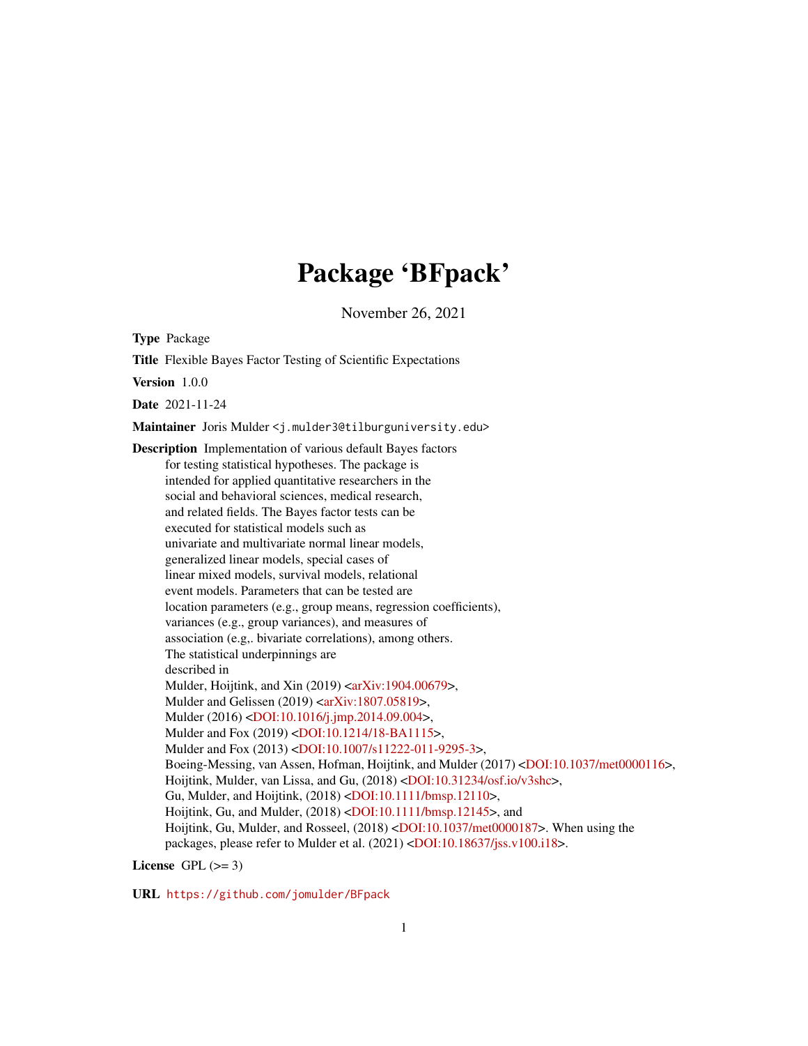# Package 'BFpack'

November 26, 2021

**Type** Package

**Title** Flexible Bayes Factor Testing of Scientific Expectations

**Version** 1.0.0

**Date** 2021-11-24

**Maintainer** Joris Mulder <j.mulder3@tilburguniversity.edu>

**Description** Implementation of various default Bayes factors for testing statistical hypotheses. The package is intended for applied quantitative researchers in the social and behavioral sciences, medical research, and related fields. The Bayes factor tests can be executed for statistical models such as univariate and multivariate normal linear models, generalized linear models, special cases of linear mixed models, survival models, relational event models. Parameters that can be tested are location parameters (e.g., group means, regression coefficients), variances (e.g., group variances), and measures of association (e.g,. bivariate correlations), among others. The statistical underpinnings are described in Mulder, Hoijtink, and Xin (2019) <arXiv:1904.00679>, Mulder and Gelissen (2019) <arXiv:1807.05819>, Mulder (2016) <DOI:10.1016/j.jmp.2014.09.004>, Mulder and Fox (2019) <DOI:10.1214/18-BA1115>, Mulder and Fox (2013) <DOI:10.1007/s11222-011-9295-3>, Boeing-Messing, van Assen, Hofman, Hoijtink, and Mulder (2017) <DOI:10.1037/met0000116>, Hoijtink, Mulder, van Lissa, and Gu, (2018) <DOI:10.31234/osf.io/v3shc>, Gu, Mulder, and Hoijtink, (2018) <DOI:10.1111/bmsp.12110>, Hoijtink, Gu, and Mulder, (2018) <DOI:10.1111/bmsp.12145>, and Hoijtink, Gu, Mulder, and Rosseel, (2018) <DOI:10.1037/met0000187>. When using the packages, please refer to Mulder et al. (2021) <DOI:10.18637/jss.v100.i18>.

**License** GPL (>= 3)

**URL** https://github.com/jomulder/BFpack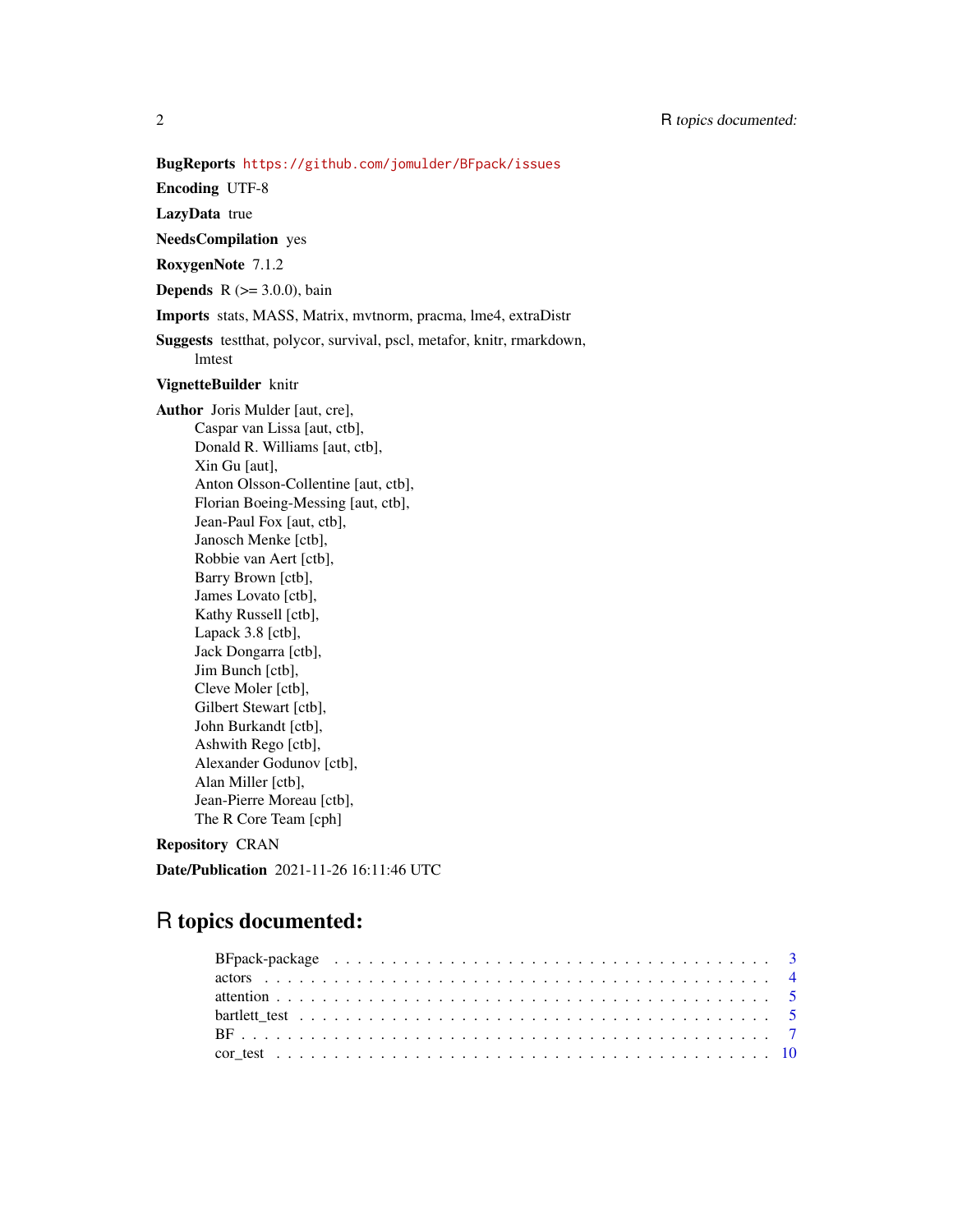**BugReports** https://github.com/jomulder/BFpack/issues

**Encoding** UTF-8

**LazyData** true

**NeedsCompilation** yes

**RoxygenNote** 7.1.2

**Depends** R (>= 3.0.0), bain

**Imports** stats, MASS, Matrix, mvtnorm, pracma, lme4, extraDistr

**Suggests** testthat, polycor, survival, pscl, metafor, knitr, rmarkdown, lmtest

**VignetteBuilder** knitr

**Author** Joris Mulder [aut, cre],
Caspar van Lissa [aut, ctb],
Donald R. Williams [aut, ctb],
Xin Gu [aut],
Anton Olsson-Collentine [aut, ctb],
Florian Boeing-Messing [aut, ctb],
Jean-Paul Fox [aut, ctb],
Janosch Menke [ctb],
Robbie van Aert [ctb],
Barry Brown [ctb],
James Lovato [ctb],
Kathy Russell [ctb],
Lapack 3.8 [ctb],
Jack Dongarra [ctb],
Jim Bunch [ctb],
Cleve Moler [ctb],
Gilbert Stewart [ctb],
John Burkandt [ctb],
Ashwith Rego [ctb],
Alexander Godunov [ctb],
Alan Miller [ctb],
Jean-Pierre Moreau [ctb],
The R Core Team [cph]

**Repository** CRAN

**Date/Publication** 2021-11-26 16:11:46 UTC

# R topics documented:

| | |
|---|---|
| BFpack-package | 3 |
| actors | 4 |
| attention | 5 |
| bartlett_test | 5 |
| BF | 7 |
| cor_test | 10 |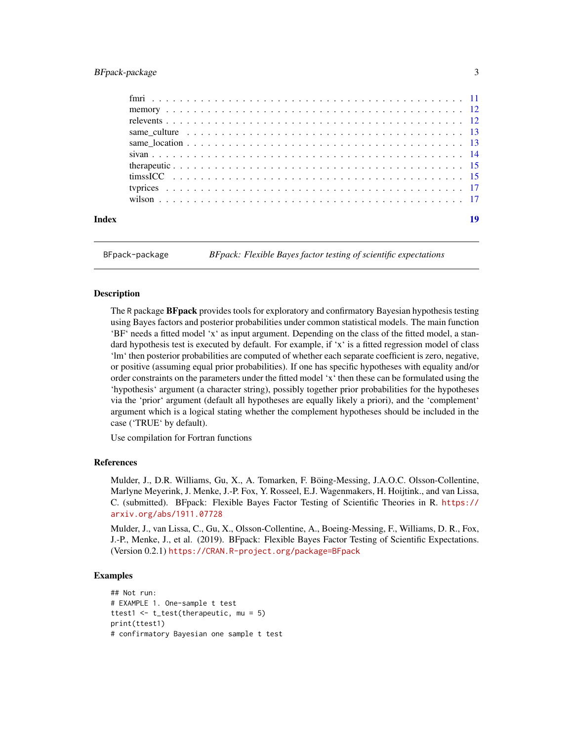fmri . . . . . . . . . . . . . . . . . . . . . . . . . . . . . . . . . . . . . . . . . . 11
memory . . . . . . . . . . . . . . . . . . . . . . . . . . . . . . . . . . . . . . . . . 12
relevents . . . . . . . . . . . . . . . . . . . . . . . . . . . . . . . . . . . . . . . . 12
same_culture . . . . . . . . . . . . . . . . . . . . . . . . . . . . . . . . . . . . . . 13
same_location . . . . . . . . . . . . . . . . . . . . . . . . . . . . . . . . . . . . . 13
sivan . . . . . . . . . . . . . . . . . . . . . . . . . . . . . . . . . . . . . . . . . . 14
therapeutic . . . . . . . . . . . . . . . . . . . . . . . . . . . . . . . . . . . . . . . 15
timssICC . . . . . . . . . . . . . . . . . . . . . . . . . . . . . . . . . . . . . . . . 15
tvprices . . . . . . . . . . . . . . . . . . . . . . . . . . . . . . . . . . . . . . . . 17
wilson . . . . . . . . . . . . . . . . . . . . . . . . . . . . . . . . . . . . . . . . . 17

**Index** **19**

---

## BFpack-package — *BFpack: Flexible Bayes factor testing of scientific expectations*

### Description

The R package **BFpack** provides tools for exploratory and confirmatory Bayesian hypothesis testing using Bayes factors and posterior probabilities under common statistical models. The main function 'BF' needs a fitted model 'x' as input argument. Depending on the class of the fitted model, a standard hypothesis test is executed by default. For example, if 'x' is a fitted regression model of class 'lm' then posterior probabilities are computed of whether each separate coefficient is zero, negative, or positive (assuming equal prior probabilities). If one has specific hypotheses with equality and/or order constraints on the parameters under the fitted model 'x' then these can be formulated using the 'hypothesis' argument (a character string), possibly together prior probabilities for the hypotheses via the 'prior' argument (default all hypotheses are equally likely a priori), and the 'complement' argument which is a logical stating whether the complement hypotheses should be included in the case ('TRUE' by default).

Use compilation for Fortran functions

### References

Mulder, J., D.R. Williams, Gu, X., A. Tomarken, F. Böing-Messing, J.A.O.C. Olsson-Collentine, Marlyne Meyerink, J. Menke, J.-P. Fox, Y. Rosseel, E.J. Wagenmakers, H. Hoijtink., and van Lissa, C. (submitted). BFpack: Flexible Bayes Factor Testing of Scientific Theories in R. https://arxiv.org/abs/1911.07728

Mulder, J., van Lissa, C., Gu, X., Olsson-Collentine, A., Boeing-Messing, F., Williams, D. R., Fox, J.-P., Menke, J., et al. (2019). BFpack: Flexible Bayes Factor Testing of Scientific Expectations. (Version 0.2.1) https://CRAN.R-project.org/package=BFpack

### Examples

```
## Not run:
# EXAMPLE 1. One-sample t test
ttest1 <- t_test(therapeutic, mu = 5)
print(ttest1)
# confirmatory Bayesian one sample t test
```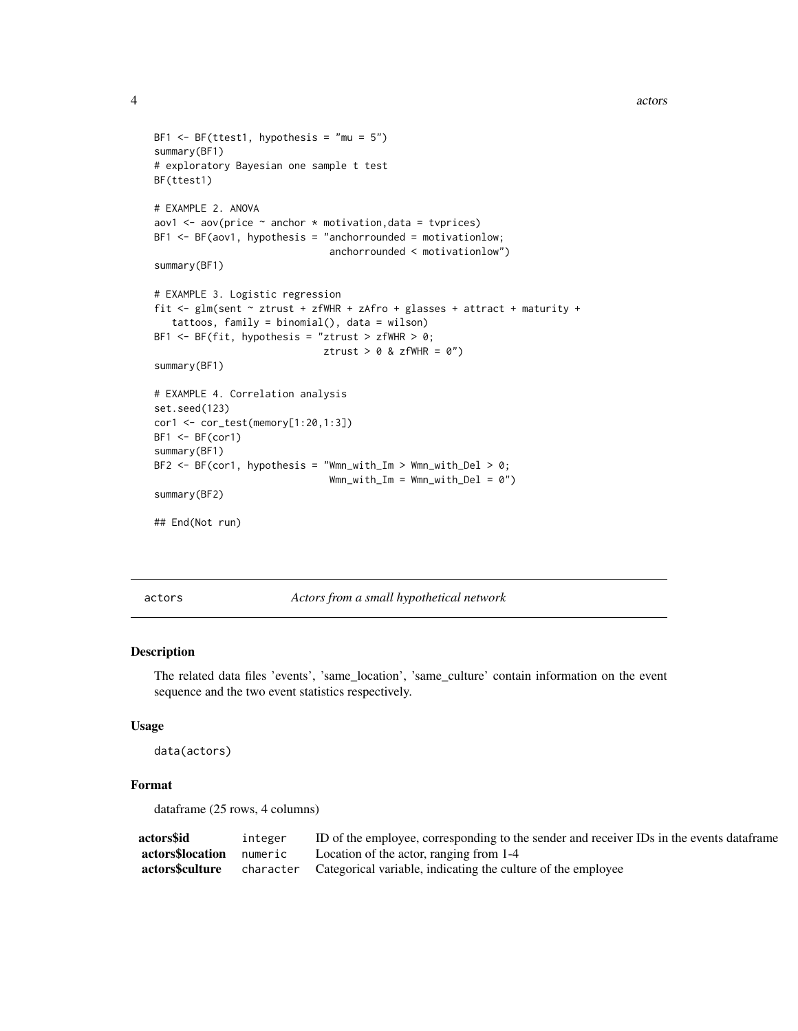```
BF1 <- BF(ttest1, hypothesis = "mu = 5")
summary(BF1)
# exploratory Bayesian one sample t test
BF(ttest1)

# EXAMPLE 2. ANOVA
aov1 <- aov(price ~ anchor * motivation,data = tvprices)
BF1 <- BF(aov1, hypothesis = "anchorrounded = motivationlow;
                              anchorrounded < motivationlow")
summary(BF1)

# EXAMPLE 3. Logistic regression
fit <- glm(sent ~ ztrust + zfWHR + zAfro + glasses + attract + maturity +
   tattoos, family = binomial(), data = wilson)
BF1 <- BF(fit, hypothesis = "ztrust > zfWHR > 0;
                             ztrust > 0 & zfWHR = 0")
summary(BF1)

# EXAMPLE 4. Correlation analysis
set.seed(123)
cor1 <- cor_test(memory[1:20,1:3])
BF1 <- BF(cor1)
summary(BF1)
BF2 <- BF(cor1, hypothesis = "Wmn_with_Im > Wmn_with_Del > 0;
                              Wmn_with_Im = Wmn_with_Del = 0")
summary(BF2)

## End(Not run)
```

## actors — *Actors from a small hypothetical network*

### Description

The related data files 'events', 'same_location', 'same_culture' contain information on the event sequence and the two event statistics respectively.

### Usage

```
data(actors)
```

### Format

dataframe (25 rows, 4 columns)

| | | |
|---|---|---|
| **actors$id** | integer | ID of the employee, corresponding to the sender and receiver IDs in the events dataframe |
| **actors$location** | numeric | Location of the actor, ranging from 1-4 |
| **actors$culture** | character | Categorical variable, indicating the culture of the employee |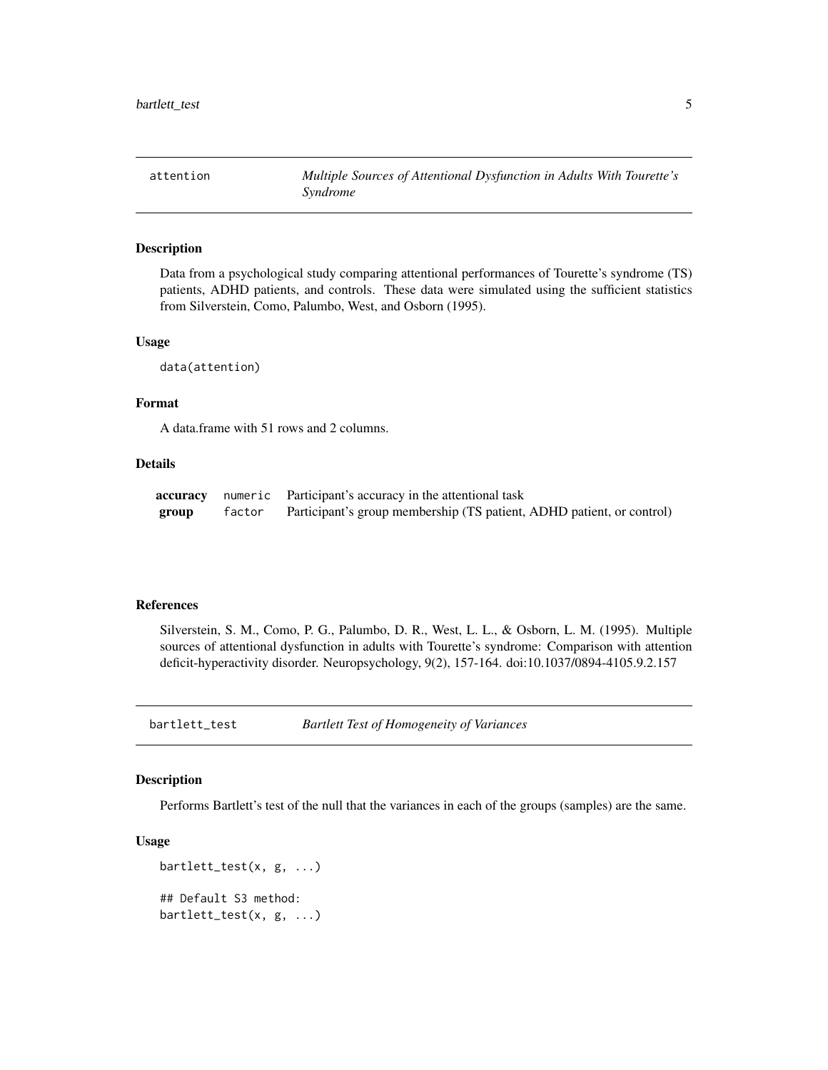## attention — *Multiple Sources of Attentional Dysfunction in Adults With Tourette's Syndrome*

### Description

Data from a psychological study comparing attentional performances of Tourette's syndrome (TS) patients, ADHD patients, and controls. These data were simulated using the sufficient statistics from Silverstein, Como, Palumbo, West, and Osborn (1995).

### Usage

```
data(attention)
```

### Format

A data.frame with 51 rows and 2 columns.

### Details

| | | |
|---|---|---|
| **accuracy** | `numeric` | Participant's accuracy in the attentional task |
| **group** | `factor` | Participant's group membership (TS patient, ADHD patient, or control) |

### References

Silverstein, S. M., Como, P. G., Palumbo, D. R., West, L. L., & Osborn, L. M. (1995). Multiple sources of attentional dysfunction in adults with Tourette's syndrome: Comparison with attention deficit-hyperactivity disorder. Neuropsychology, 9(2), 157-164. doi:10.1037/0894-4105.9.2.157

## bartlett_test — *Bartlett Test of Homogeneity of Variances*

### Description

Performs Bartlett's test of the null that the variances in each of the groups (samples) are the same.

### Usage

```
bartlett_test(x, g, ...)

## Default S3 method:
bartlett_test(x, g, ...)
```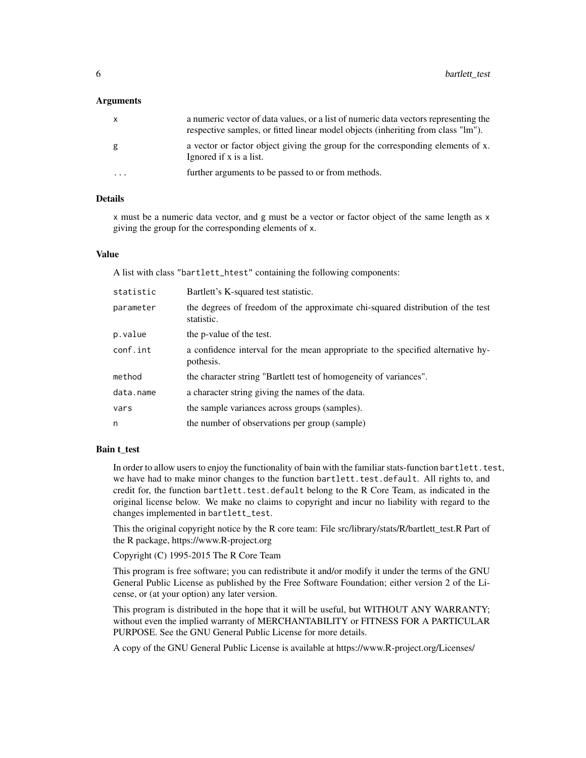## Arguments

| | |
|---|---|
| `x` | a numeric vector of data values, or a list of numeric data vectors representing the respective samples, or fitted linear model objects (inheriting from class "lm"). |
| `g` | a vector or factor object giving the group for the corresponding elements of x. Ignored if x is a list. |
| `...` | further arguments to be passed to or from methods. |

## Details

`x` must be a numeric data vector, and `g` must be a vector or factor object of the same length as `x` giving the group for the corresponding elements of `x`.

## Value

A list with class `"bartlett_htest"` containing the following components:

| | |
|---|---|
| `statistic` | Bartlett's K-squared test statistic. |
| `parameter` | the degrees of freedom of the approximate chi-squared distribution of the test statistic. |
| `p.value` | the p-value of the test. |
| `conf.int` | a confidence interval for the mean appropriate to the specified alternative hypothesis. |
| `method` | the character string "Bartlett test of homogeneity of variances". |
| `data.name` | a character string giving the names of the data. |
| `vars` | the sample variances across groups (samples). |
| `n` | the number of observations per group (sample) |

## Bain t_test

In order to allow users to enjoy the functionality of bain with the familiar stats-function `bartlett.test`, we have had to make minor changes to the function `bartlett.test.default`. All rights to, and credit for, the function `bartlett.test.default` belong to the R Core Team, as indicated in the original license below. We make no claims to copyright and incur no liability with regard to the changes implemented in `bartlett_test`.

This the original copyright notice by the R core team: File src/library/stats/R/bartlett_test.R Part of the R package, https://www.R-project.org

Copyright (C) 1995-2015 The R Core Team

This program is free software; you can redistribute it and/or modify it under the terms of the GNU General Public License as published by the Free Software Foundation; either version 2 of the License, or (at your option) any later version.

This program is distributed in the hope that it will be useful, but WITHOUT ANY WARRANTY; without even the implied warranty of MERCHANTABILITY or FITNESS FOR A PARTICULAR PURPOSE. See the GNU General Public License for more details.

A copy of the GNU General Public License is available at https://www.R-project.org/Licenses/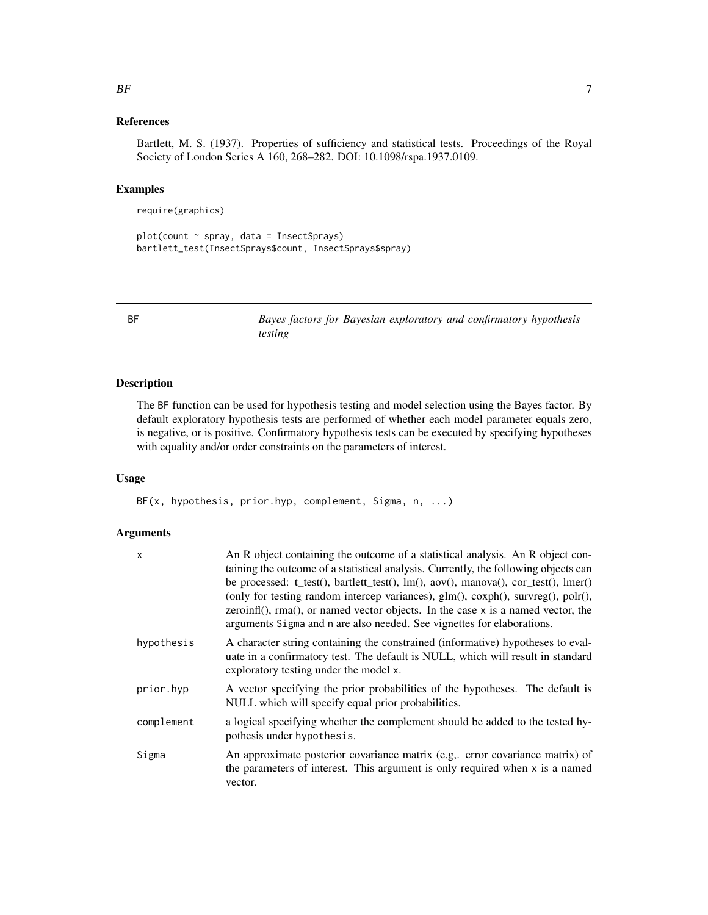## References

Bartlett, M. S. (1937). Properties of sufficiency and statistical tests. Proceedings of the Royal Society of London Series A 160, 268–282. DOI: 10.1098/rspa.1937.0109.

## Examples

```
require(graphics)

plot(count ~ spray, data = InsectSprays)
bartlett_test(InsectSprays$count, InsectSprays$spray)
```

---

# BF — *Bayes factors for Bayesian exploratory and confirmatory hypothesis testing*

---

## Description

The BF function can be used for hypothesis testing and model selection using the Bayes factor. By default exploratory hypothesis tests are performed of whether each model parameter equals zero, is negative, or is positive. Confirmatory hypothesis tests can be executed by specifying hypotheses with equality and/or order constraints on the parameters of interest.

## Usage

```
BF(x, hypothesis, prior.hyp, complement, Sigma, n, ...)
```

## Arguments

| | |
|---|---|
| x | An R object containing the outcome of a statistical analysis. An R object containing the outcome of a statistical analysis. Currently, the following objects can be processed: t_test(), bartlett_test(), lm(), aov(), manova(), cor_test(), lmer() (only for testing random intercep variances), glm(), coxph(), survreg(), polr(), zeroinfl(), rma(), or named vector objects. In the case x is a named vector, the arguments Sigma and n are also needed. See vignettes for elaborations. |
| hypothesis | A character string containing the constrained (informative) hypotheses to evaluate in a confirmatory test. The default is NULL, which will result in standard exploratory testing under the model x. |
| prior.hyp | A vector specifying the prior probabilities of the hypotheses. The default is NULL which will specify equal prior probabilities. |
| complement | a logical specifying whether the complement should be added to the tested hypothesis under hypothesis. |
| Sigma | An approximate posterior covariance matrix (e.g,. error covariance matrix) of the parameters of interest. This argument is only required when x is a named vector. |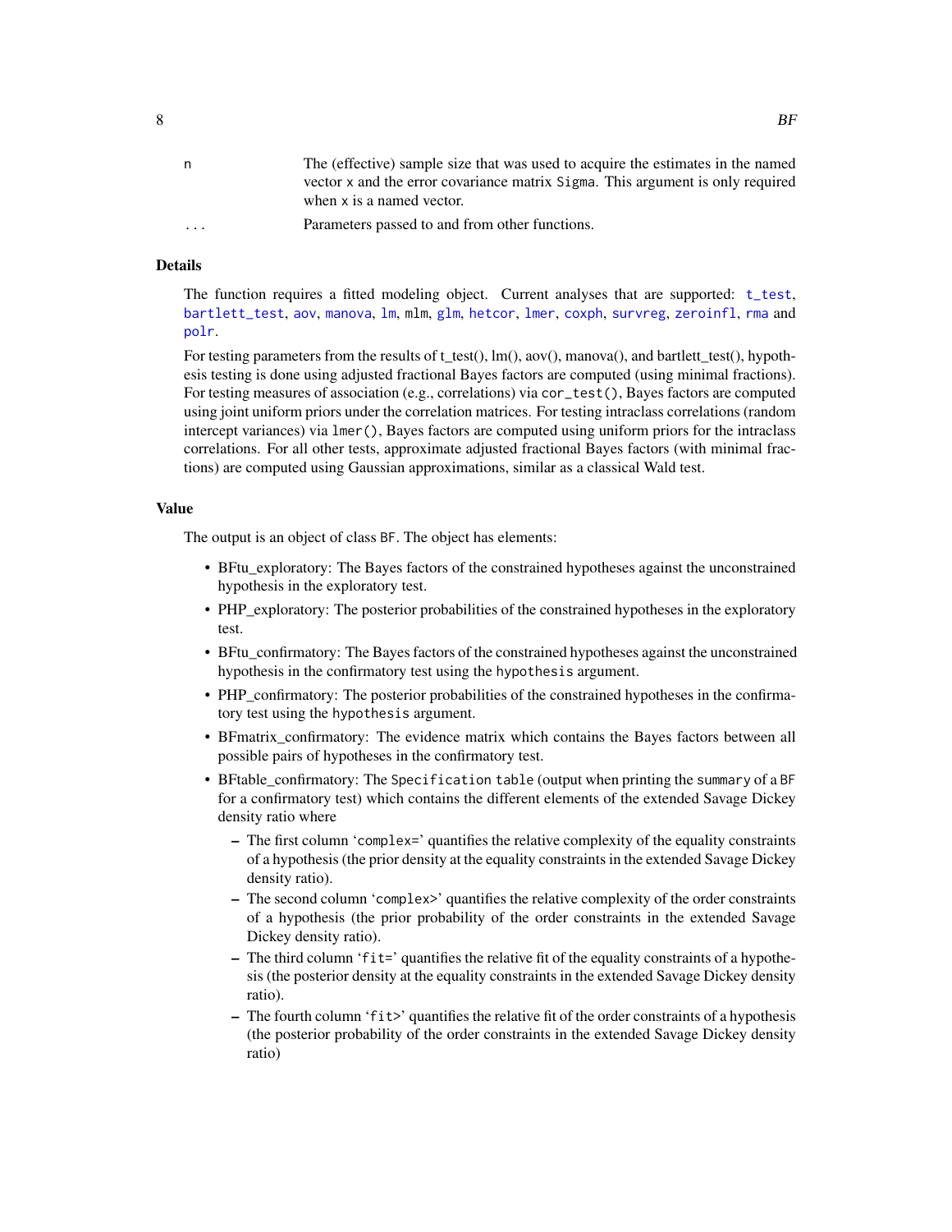| | |
|---|---|
| `n` | The (effective) sample size that was used to acquire the estimates in the named vector `x` and the error covariance matrix `Sigma`. This argument is only required when `x` is a named vector. |
| `...` | Parameters passed to and from other functions. |

## Details

The function requires a fitted modeling object. Current analyses that are supported: `t_test`, `bartlett_test`, `aov`, `manova`, `lm`, `mlm`, `glm`, `hetcor`, `lmer`, `coxph`, `survreg`, `zeroinfl`, `rma` and `polr`.

For testing parameters from the results of t_test(), lm(), aov(), manova(), and bartlett_test(), hypothesis testing is done using adjusted fractional Bayes factors are computed (using minimal fractions). For testing measures of association (e.g., correlations) via `cor_test()`, Bayes factors are computed using joint uniform priors under the correlation matrices. For testing intraclass correlations (random intercept variances) via `lmer()`, Bayes factors are computed using uniform priors for the intraclass correlations. For all other tests, approximate adjusted fractional Bayes factors (with minimal fractions) are computed using Gaussian approximations, similar as a classical Wald test.

## Value

The output is an object of class `BF`. The object has elements:

- BFtu_exploratory: The Bayes factors of the constrained hypotheses against the unconstrained hypothesis in the exploratory test.
- PHP_exploratory: The posterior probabilities of the constrained hypotheses in the exploratory test.
- BFtu_confirmatory: The Bayes factors of the constrained hypotheses against the unconstrained hypothesis in the confirmatory test using the `hypothesis` argument.
- PHP_confirmatory: The posterior probabilities of the constrained hypotheses in the confirmatory test using the `hypothesis` argument.
- BFmatrix_confirmatory: The evidence matrix which contains the Bayes factors between all possible pairs of hypotheses in the confirmatory test.
- BFtable_confirmatory: The `Specification table` (output when printing the `summary` of a `BF` for a confirmatory test) which contains the different elements of the extended Savage Dickey density ratio where
  - The first column '`complex=`' quantifies the relative complexity of the equality constraints of a hypothesis (the prior density at the equality constraints in the extended Savage Dickey density ratio).
  - The second column '`complex>`' quantifies the relative complexity of the order constraints of a hypothesis (the prior probability of the order constraints in the extended Savage Dickey density ratio).
  - The third column '`fit=`' quantifies the relative fit of the equality constraints of a hypothesis (the posterior density at the equality constraints in the extended Savage Dickey density ratio).
  - The fourth column '`fit>`' quantifies the relative fit of the order constraints of a hypothesis (the posterior probability of the order constraints in the extended Savage Dickey density ratio)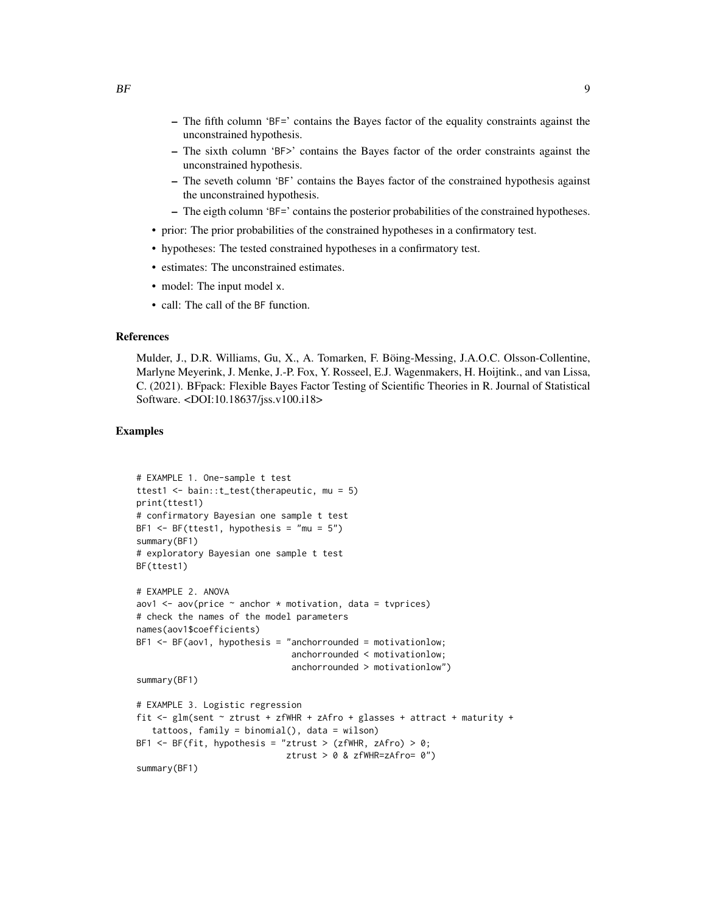- The fifth column 'BF=' contains the Bayes factor of the equality constraints against the unconstrained hypothesis.
- The sixth column 'BF>' contains the Bayes factor of the order constraints against the unconstrained hypothesis.
- The seveth column 'BF' contains the Bayes factor of the constrained hypothesis against the unconstrained hypothesis.
- The eigth column 'BF=' contains the posterior probabilities of the constrained hypotheses.

- prior: The prior probabilities of the constrained hypotheses in a confirmatory test.
- hypotheses: The tested constrained hypotheses in a confirmatory test.
- estimates: The unconstrained estimates.
- model: The input model x.
- call: The call of the BF function.

### References

Mulder, J., D.R. Williams, Gu, X., A. Tomarken, F. Böing-Messing, J.A.O.C. Olsson-Collentine, Marlyne Meyerink, J. Menke, J.-P. Fox, Y. Rosseel, E.J. Wagenmakers, H. Hoijtink., and van Lissa, C. (2021). BFpack: Flexible Bayes Factor Testing of Scientific Theories in R. Journal of Statistical Software. <DOI:10.18637/jss.v100.i18>

### Examples

```
# EXAMPLE 1. One-sample t test
ttest1 <- bain::t_test(therapeutic, mu = 5)
print(ttest1)
# confirmatory Bayesian one sample t test
BF1 <- BF(ttest1, hypothesis = "mu = 5")
summary(BF1)
# exploratory Bayesian one sample t test
BF(ttest1)

# EXAMPLE 2. ANOVA
aov1 <- aov(price ~ anchor * motivation, data = tvprices)
# check the names of the model parameters
names(aov1$coefficients)
BF1 <- BF(aov1, hypothesis = "anchorrounded = motivationlow;
                              anchorrounded < motivationlow;
                              anchorrounded > motivationlow")
summary(BF1)

# EXAMPLE 3. Logistic regression
fit <- glm(sent ~ ztrust + zfWHR + zAfro + glasses + attract + maturity +
   tattoos, family = binomial(), data = wilson)
BF1 <- BF(fit, hypothesis = "ztrust > (zfWHR, zAfro) > 0;
                             ztrust > 0 & zfWHR=zAfro= 0")
summary(BF1)
```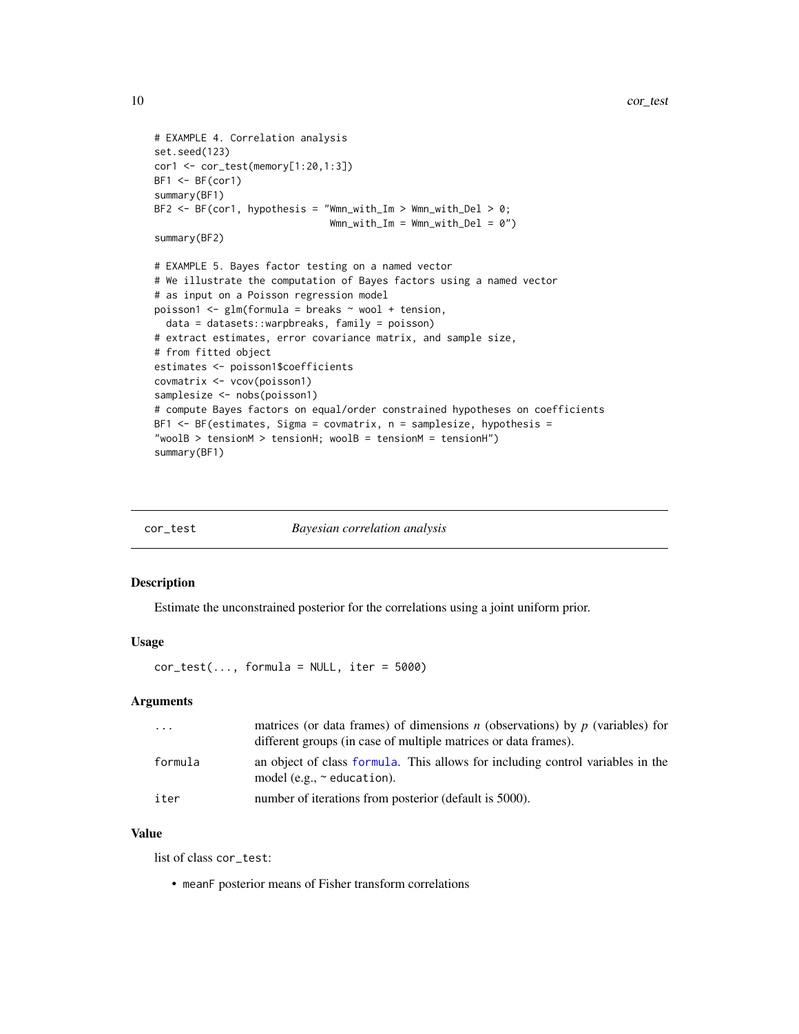```
# EXAMPLE 4. Correlation analysis
set.seed(123)
cor1 <- cor_test(memory[1:20,1:3])
BF1 <- BF(cor1)
summary(BF1)
BF2 <- BF(cor1, hypothesis = "Wmn_with_Im > Wmn_with_Del > 0;
                              Wmn_with_Im = Wmn_with_Del = 0")
summary(BF2)

# EXAMPLE 5. Bayes factor testing on a named vector
# We illustrate the computation of Bayes factors using a named vector
# as input on a Poisson regression model
poisson1 <- glm(formula = breaks ~ wool + tension,
  data = datasets::warpbreaks, family = poisson)
# extract estimates, error covariance matrix, and sample size,
# from fitted object
estimates <- poisson1$coefficients
covmatrix <- vcov(poisson1)
samplesize <- nobs(poisson1)
# compute Bayes factors on equal/order constrained hypotheses on coefficients
BF1 <- BF(estimates, Sigma = covmatrix, n = samplesize, hypothesis =
"woolB > tensionM > tensionH; woolB = tensionM = tensionH")
summary(BF1)
```

## cor_test — *Bayesian correlation analysis*

### Description

Estimate the unconstrained posterior for the correlations using a joint uniform prior.

### Usage

```
cor_test(..., formula = NULL, iter = 5000)
```

### Arguments

| | |
|---|---|
| `...` | matrices (or data frames) of dimensions *n* (observations) by *p* (variables) for different groups (in case of multiple matrices or data frames). |
| `formula` | an object of class `formula`. This allows for including control variables in the model (e.g., `~ education`). |
| `iter` | number of iterations from posterior (default is 5000). |

### Value

list of class `cor_test`:

- `meanF` posterior means of Fisher transform correlations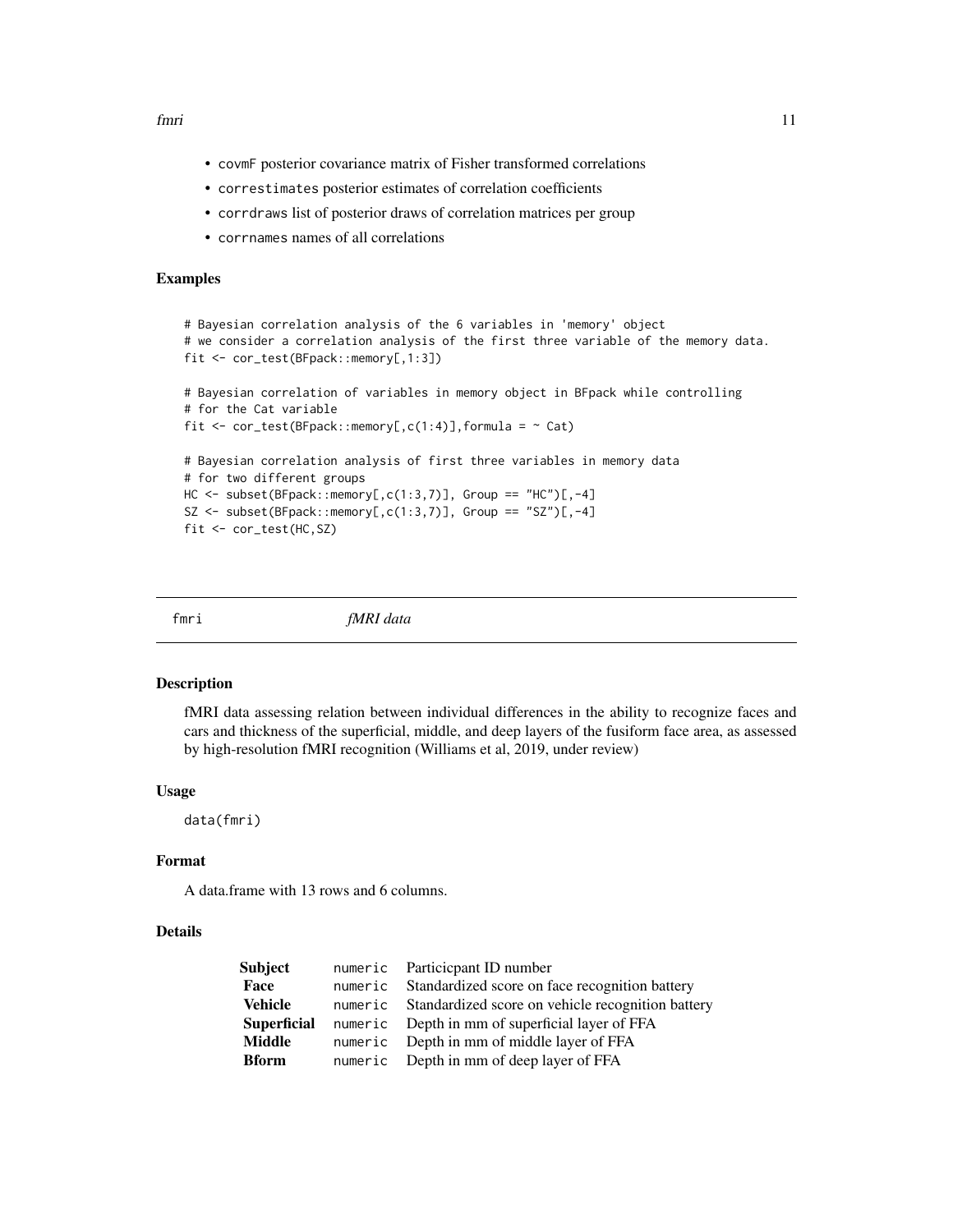- covmF posterior covariance matrix of Fisher transformed correlations
- correstimates posterior estimates of correlation coefficients
- corrdraws list of posterior draws of correlation matrices per group
- corrnames names of all correlations

## Examples

```
# Bayesian correlation analysis of the 6 variables in 'memory' object
# we consider a correlation analysis of the first three variable of the memory data.
fit <- cor_test(BFpack::memory[,1:3])

# Bayesian correlation of variables in memory object in BFpack while controlling
# for the Cat variable
fit <- cor_test(BFpack::memory[,c(1:4)],formula = ~ Cat)

# Bayesian correlation analysis of first three variables in memory data
# for two different groups
HC <- subset(BFpack::memory[,c(1:3,7)], Group == "HC")[,-4]
SZ <- subset(BFpack::memory[,c(1:3,7)], Group == "SZ")[,-4]
fit <- cor_test(HC,SZ)
```

---

# fmri *fMRI data*

## Description

fMRI data assessing relation between individual differences in the ability to recognize faces and cars and thickness of the superficial, middle, and deep layers of the fusiform face area, as assessed by high-resolution fMRI recognition (Williams et al, 2019, under review)

## Usage

```
data(fmri)
```

## Format

A data.frame with 13 rows and 6 columns.

## Details

| | | |
|---|---|---|
| **Subject** | numeric | Particicpant ID number |
| **Face** | numeric | Standardized score on face recognition battery |
| **Vehicle** | numeric | Standardized score on vehicle recognition battery |
| **Superficial** | numeric | Depth in mm of superficial layer of FFA |
| **Middle** | numeric | Depth in mm of middle layer of FFA |
| **Bform** | numeric | Depth in mm of deep layer of FFA |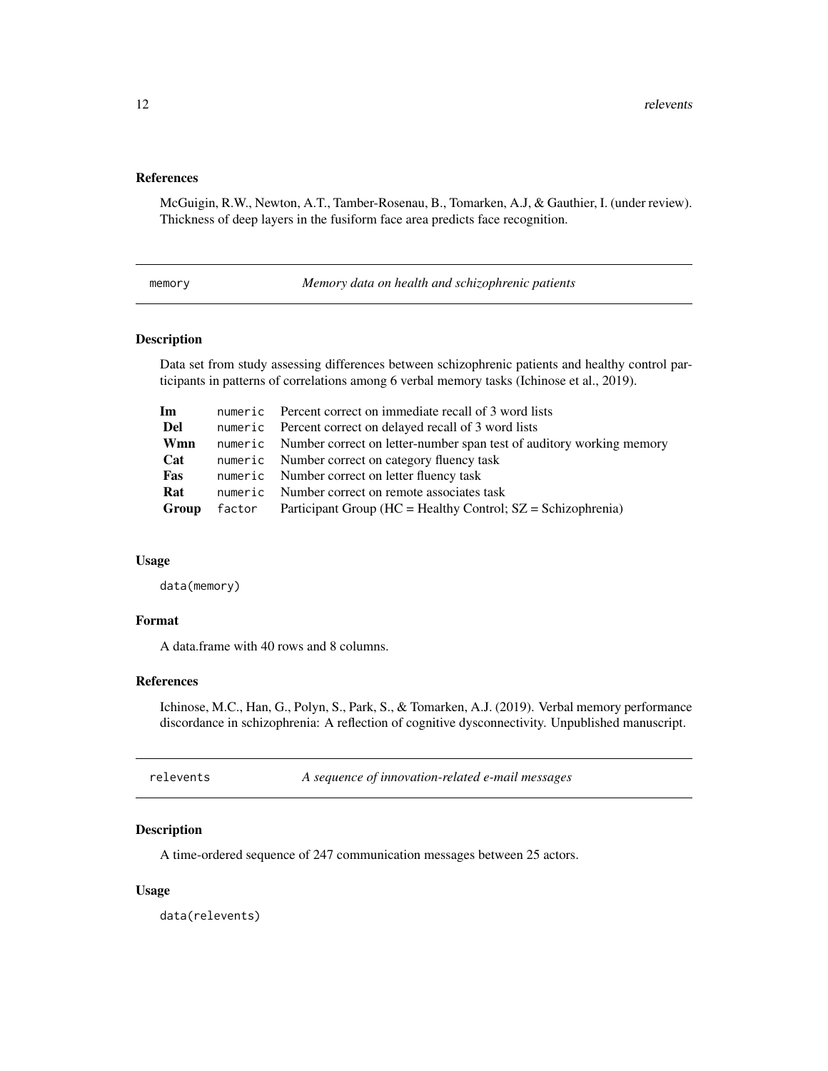### References

McGuigin, R.W., Newton, A.T., Tamber-Rosenau, B., Tomarken, A.J, & Gauthier, I. (under review). Thickness of deep layers in the fusiform face area predicts face recognition.

---

## memory — *Memory data on health and schizophrenic patients*

### Description

Data set from study assessing differences between schizophrenic patients and healthy control participants in patterns of correlations among 6 verbal memory tasks (Ichinose et al., 2019).

| | | |
|---|---|---|
| **Im** | `numeric` | Percent correct on immediate recall of 3 word lists |
| **Del** | `numeric` | Percent correct on delayed recall of 3 word lists |
| **Wmn** | `numeric` | Number correct on letter-number span test of auditory working memory |
| **Cat** | `numeric` | Number correct on category fluency task |
| **Fas** | `numeric` | Number correct on letter fluency task |
| **Rat** | `numeric` | Number correct on remote associates task |
| **Group** | `factor` | Participant Group (HC = Healthy Control; SZ = Schizophrenia) |

### Usage

```
data(memory)
```

### Format

A data.frame with 40 rows and 8 columns.

### References

Ichinose, M.C., Han, G., Polyn, S., Park, S., & Tomarken, A.J. (2019). Verbal memory performance discordance in schizophrenia: A reflection of cognitive dysconnectivity. Unpublished manuscript.

---

## relevents — *A sequence of innovation-related e-mail messages*

### Description

A time-ordered sequence of 247 communication messages between 25 actors.

### Usage

```
data(relevents)
```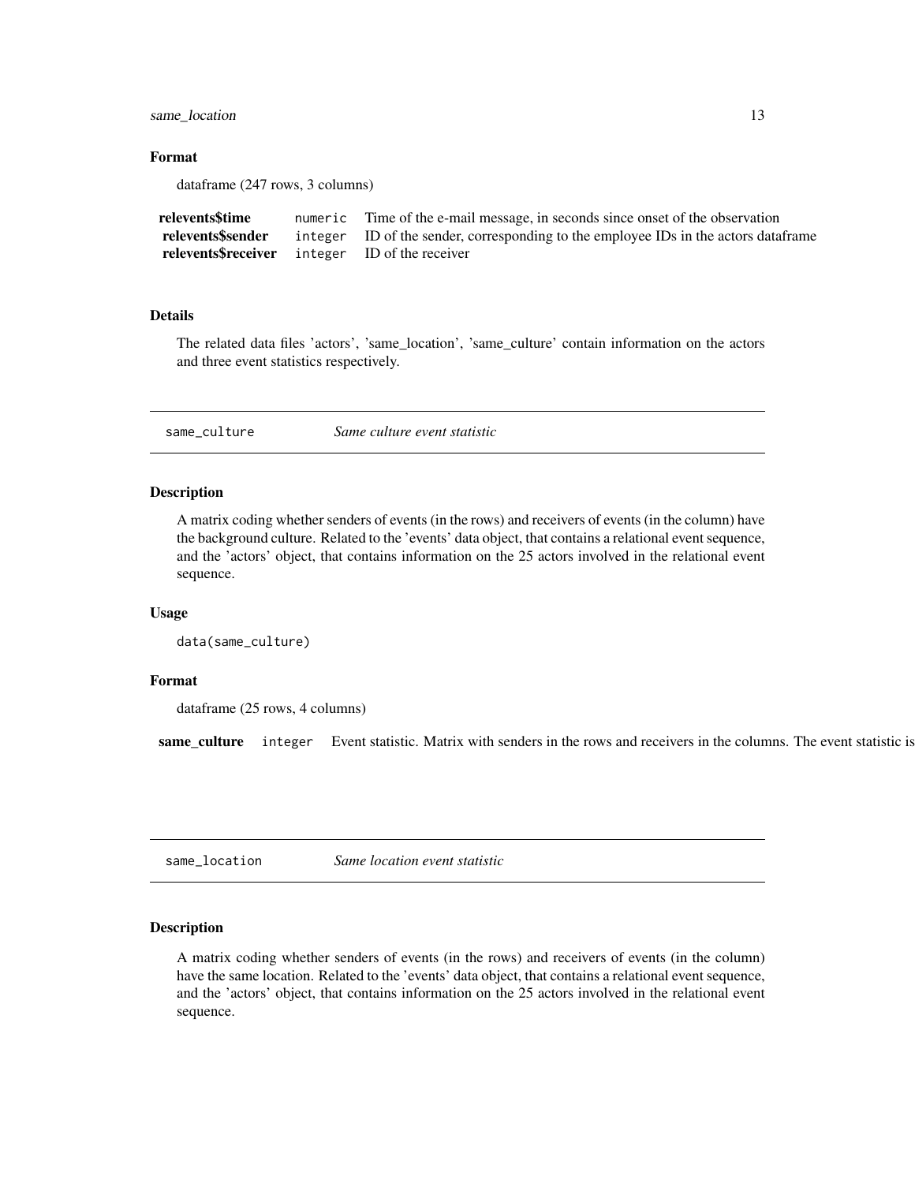### Format

dataframe (247 rows, 3 columns)

| | | |
|---|---|---|
| **relevents$time** | `numeric` | Time of the e-mail message, in seconds since onset of the observation |
| **relevents$sender** | `integer` | ID of the sender, corresponding to the employee IDs in the actors dataframe |
| **relevents$receiver** | `integer` | ID of the receiver |

### Details

The related data files 'actors', 'same_location', 'same_culture' contain information on the actors and three event statistics respectively.

---

## same_culture — *Same culture event statistic*

---

### Description

A matrix coding whether senders of events (in the rows) and receivers of events (in the column) have the background culture. Related to the 'events' data object, that contains a relational event sequence, and the 'actors' object, that contains information on the 25 actors involved in the relational event sequence.

### Usage

```
data(same_culture)
```

### Format

dataframe (25 rows, 4 columns)

| | | |
|---|---|---|
| **same_culture** | `integer` | Event statistic. Matrix with senders in the rows and receivers in the columns. The event statistic is |

---

## same_location — *Same location event statistic*

---

### Description

A matrix coding whether senders of events (in the rows) and receivers of events (in the column) have the same location. Related to the 'events' data object, that contains a relational event sequence, and the 'actors' object, that contains information on the 25 actors involved in the relational event sequence.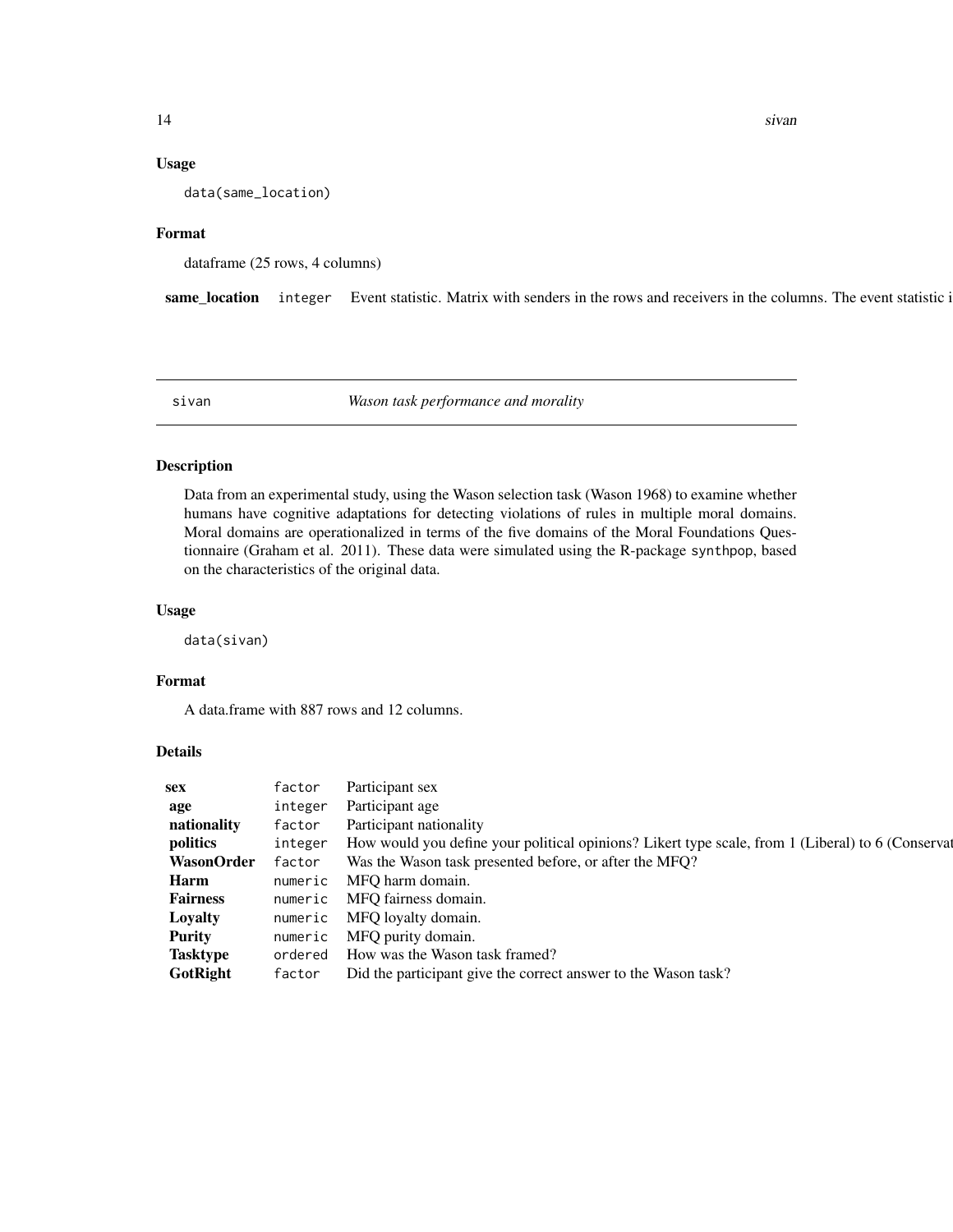### Usage

```
data(same_location)
```

### Format

dataframe (25 rows, 4 columns)

| | | |
|---|---|---|
| **same_location** | integer | Event statistic. Matrix with senders in the rows and receivers in the columns. The event statistic i |

## sivan — *Wason task performance and morality*

### Description

Data from an experimental study, using the Wason selection task (Wason 1968) to examine whether humans have cognitive adaptations for detecting violations of rules in multiple moral domains. Moral domains are operationalized in terms of the five domains of the Moral Foundations Questionnaire (Graham et al. 2011). These data were simulated using the R-package synthpop, based on the characteristics of the original data.

### Usage

```
data(sivan)
```

### Format

A data.frame with 887 rows and 12 columns.

### Details

| | | |
|---|---|---|
| **sex** | factor | Participant sex |
| **age** | integer | Participant age |
| **nationality** | factor | Participant nationality |
| **politics** | integer | How would you define your political opinions? Likert type scale, from 1 (Liberal) to 6 (Conservat |
| **WasonOrder** | factor | Was the Wason task presented before, or after the MFQ? |
| **Harm** | numeric | MFQ harm domain. |
| **Fairness** | numeric | MFQ fairness domain. |
| **Loyalty** | numeric | MFQ loyalty domain. |
| **Purity** | numeric | MFQ purity domain. |
| **Tasktype** | ordered | How was the Wason task framed? |
| **GotRight** | factor | Did the participant give the correct answer to the Wason task? |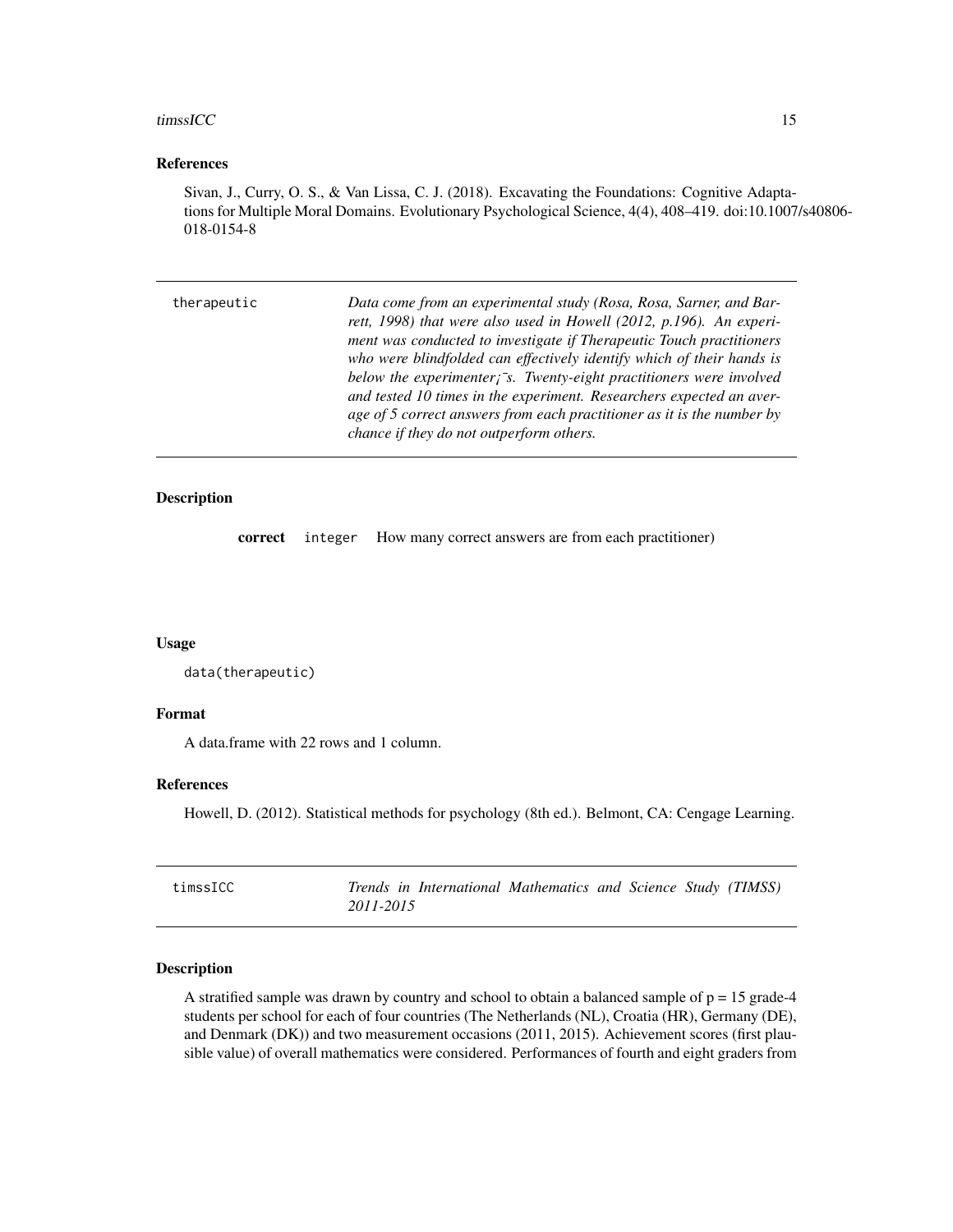### References

Sivan, J., Curry, O. S., & Van Lissa, C. J. (2018). Excavating the Foundations: Cognitive Adaptations for Multiple Moral Domains. Evolutionary Psychological Science, 4(4), 408–419. doi:10.1007/s40806-018-0154-8

---

## therapeutic

*Data come from an experimental study (Rosa, Rosa, Sarner, and Barrett, 1998) that were also used in Howell (2012, p.196). An experiment was conducted to investigate if Therapeutic Touch practitioners who were blindfolded can effectively identify which of their hands is below the experimenter¡¯s. Twenty-eight practitioners were involved and tested 10 times in the experiment. Researchers expected an average of 5 correct answers from each practitioner as it is the number by chance if they do not outperform others.*

### Description

**correct** `integer` How many correct answers are from each practitioner)

### Usage

```
data(therapeutic)
```

### Format

A data.frame with 22 rows and 1 column.

### References

Howell, D. (2012). Statistical methods for psychology (8th ed.). Belmont, CA: Cengage Learning.

---

## timssICC

*Trends in International Mathematics and Science Study (TIMSS) 2011-2015*

### Description

A stratified sample was drawn by country and school to obtain a balanced sample of p = 15 grade-4 students per school for each of four countries (The Netherlands (NL), Croatia (HR), Germany (DE), and Denmark (DK)) and two measurement occasions (2011, 2015). Achievement scores (first plausible value) of overall mathematics were considered. Performances of fourth and eight graders from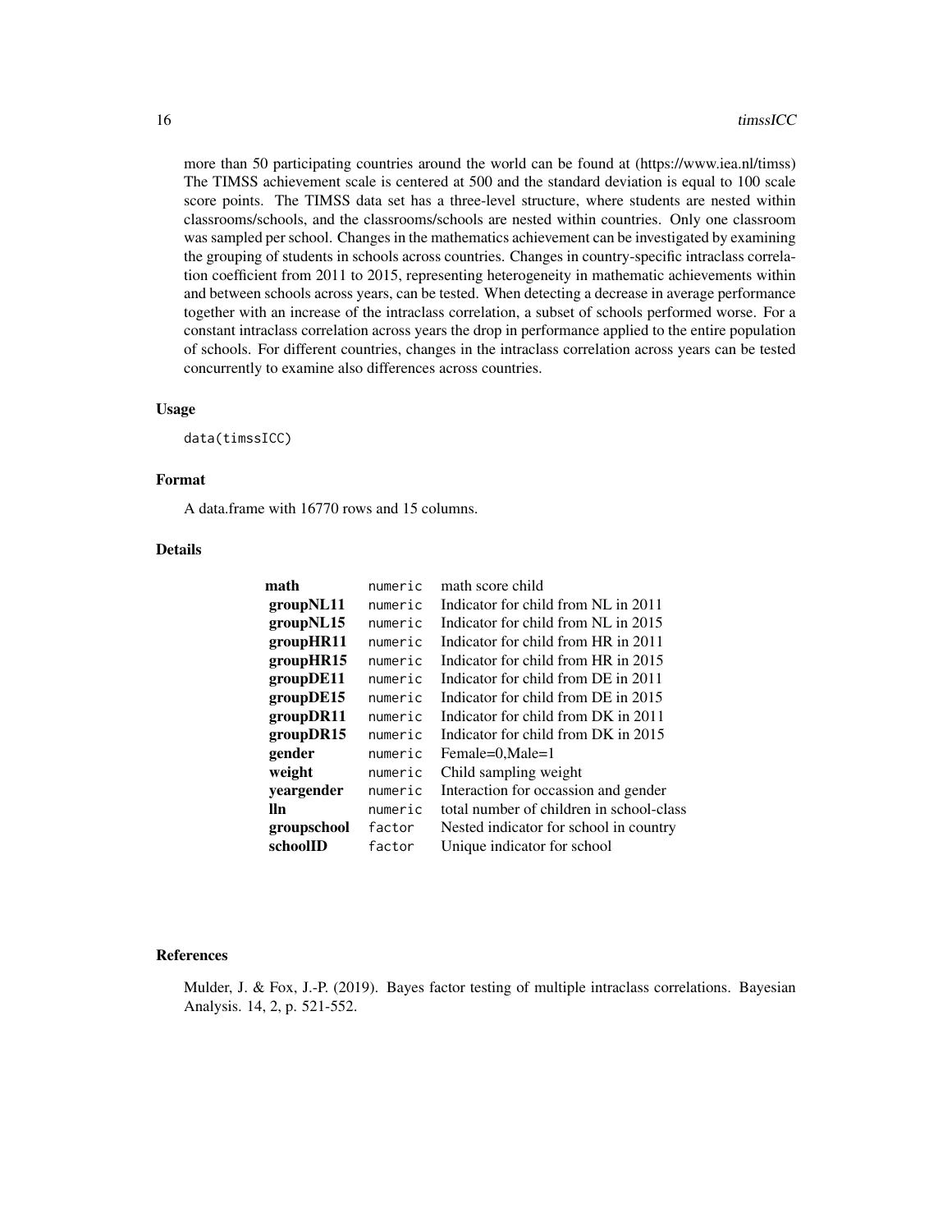more than 50 participating countries around the world can be found at (https://www.iea.nl/timss) The TIMSS achievement scale is centered at 500 and the standard deviation is equal to 100 scale score points. The TIMSS data set has a three-level structure, where students are nested within classrooms/schools, and the classrooms/schools are nested within countries. Only one classroom was sampled per school. Changes in the mathematics achievement can be investigated by examining the grouping of students in schools across countries. Changes in country-specific intraclass correlation coefficient from 2011 to 2015, representing heterogeneity in mathematic achievements within and between schools across years, can be tested. When detecting a decrease in average performance together with an increase of the intraclass correlation, a subset of schools performed worse. For a constant intraclass correlation across years the drop in performance applied to the entire population of schools. For different countries, changes in the intraclass correlation across years can be tested concurrently to examine also differences across countries.

### Usage

```
data(timssICC)
```

### Format

A data.frame with 16770 rows and 15 columns.

### Details

| | | |
|---|---|---|
| **math** | numeric | math score child |
| **groupNL11** | numeric | Indicator for child from NL in 2011 |
| **groupNL15** | numeric | Indicator for child from NL in 2015 |
| **groupHR11** | numeric | Indicator for child from HR in 2011 |
| **groupHR15** | numeric | Indicator for child from HR in 2015 |
| **groupDE11** | numeric | Indicator for child from DE in 2011 |
| **groupDE15** | numeric | Indicator for child from DE in 2015 |
| **groupDR11** | numeric | Indicator for child from DK in 2011 |
| **groupDR15** | numeric | Indicator for child from DK in 2015 |
| **gender** | numeric | Female=0,Male=1 |
| **weight** | numeric | Child sampling weight |
| **yeargender** | numeric | Interaction for occassion and gender |
| **lln** | numeric | total number of children in school-class |
| **groupschool** | factor | Nested indicator for school in country |
| **schoolID** | factor | Unique indicator for school |

### References

Mulder, J. & Fox, J.-P. (2019). Bayes factor testing of multiple intraclass correlations. Bayesian Analysis. 14, 2, p. 521-552.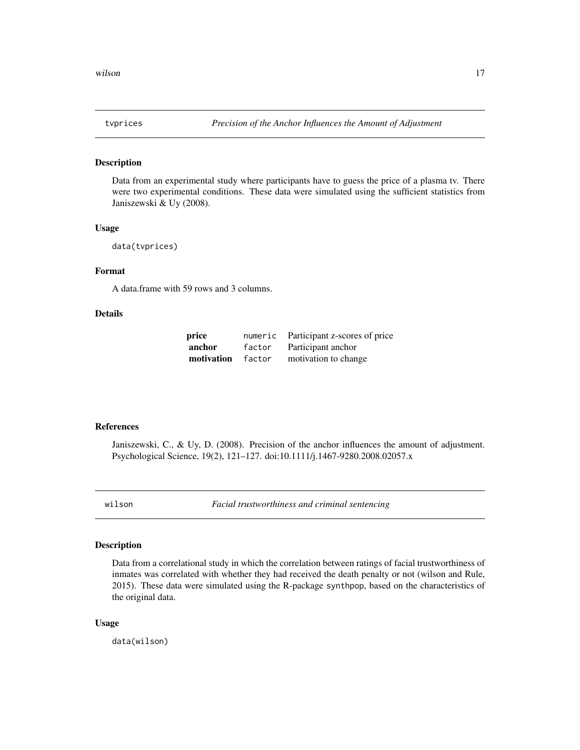## tvprices *Precision of the Anchor Influences the Amount of Adjustment*

### Description

Data from an experimental study where participants have to guess the price of a plasma tv. There were two experimental conditions. These data were simulated using the sufficient statistics from Janiszewski & Uy (2008).

### Usage

```
data(tvprices)
```

### Format

A data.frame with 59 rows and 3 columns.

### Details

| | | |
|---|---|---|
| **price** | `numeric` | Participant z-scores of price |
| **anchor** | `factor` | Participant anchor |
| **motivation** | `factor` | motivation to change |

### References

Janiszewski, C., & Uy, D. (2008). Precision of the anchor influences the amount of adjustment. Psychological Science, 19(2), 121–127. doi:10.1111/j.1467-9280.2008.02057.x

## wilson *Facial trustworthiness and criminal sentencing*

### Description

Data from a correlational study in which the correlation between ratings of facial trustworthiness of inmates was correlated with whether they had received the death penalty or not (wilson and Rule, 2015). These data were simulated using the R-package `synthpop`, based on the characteristics of the original data.

### Usage

```
data(wilson)
```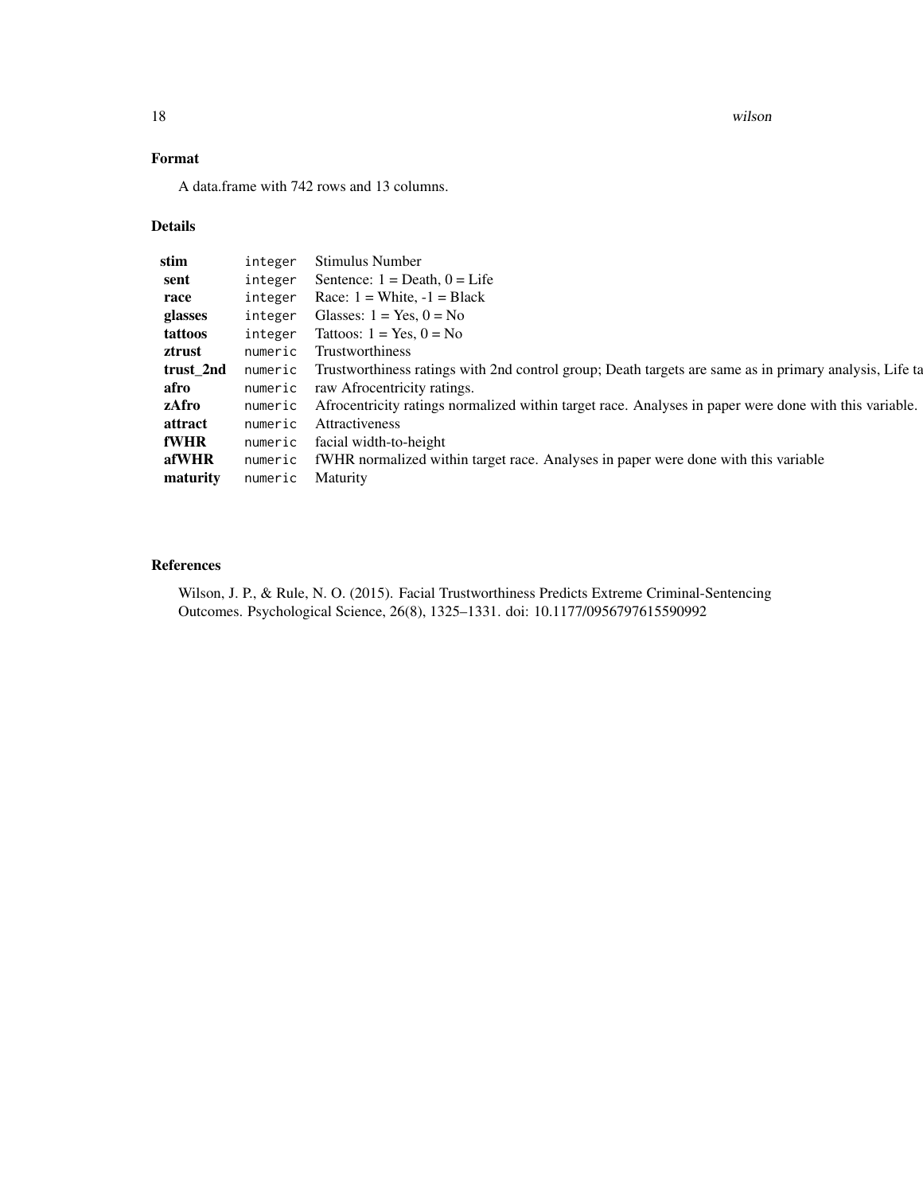## Format

A data.frame with 742 rows and 13 columns.

## Details

| | | |
|---|---|---|
| **stim** | `integer` | Stimulus Number |
| **sent** | `integer` | Sentence: 1 = Death, 0 = Life |
| **race** | `integer` | Race: 1 = White, -1 = Black |
| **glasses** | `integer` | Glasses: 1 = Yes, 0 = No |
| **tattoos** | `integer` | Tattoos: 1 = Yes, 0 = No |
| **ztrust** | `numeric` | Trustworthiness |
| **trust_2nd** | `numeric` | Trustworthiness ratings with 2nd control group; Death targets are same as in primary analysis, Life ta |
| **afro** | `numeric` | raw Afrocentricity ratings. |
| **zAfro** | `numeric` | Afrocentricity ratings normalized within target race. Analyses in paper were done with this variable. |
| **attract** | `numeric` | Attractiveness |
| **fWHR** | `numeric` | facial width-to-height |
| **afWHR** | `numeric` | fWHR normalized within target race. Analyses in paper were done with this variable |
| **maturity** | `numeric` | Maturity |

## References

Wilson, J. P., & Rule, N. O. (2015). Facial Trustworthiness Predicts Extreme Criminal-Sentencing Outcomes. Psychological Science, 26(8), 1325–1331. doi: 10.1177/0956797615590992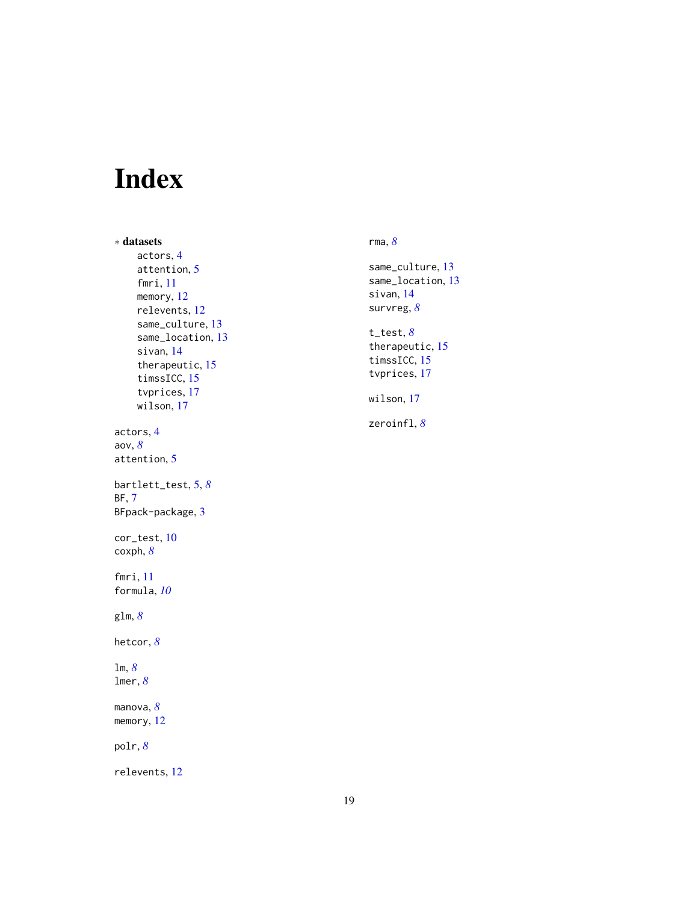# Index

∗ **datasets**
- actors, 4
- attention, 5
- fmri, 11
- memory, 12
- relevents, 12
- same_culture, 13
- same_location, 13
- sivan, 14
- therapeutic, 15
- timssICC, 15
- tvprices, 17
- wilson, 17

actors, 4
aov, *8*
attention, 5

bartlett_test, 5, *8*
BF, 7
BFpack-package, 3

cor_test, 10
coxph, *8*

fmri, 11
formula, *10*

glm, *8*

hetcor, *8*

lm, *8*
lmer, *8*

manova, *8*
memory, 12

polr, *8*

relevents, 12
rma, *8*

same_culture, 13
same_location, 13
sivan, 14
survreg, *8*

t_test, *8*
therapeutic, 15
timssICC, 15
tvprices, 17

wilson, 17

zeroinfl, *8*